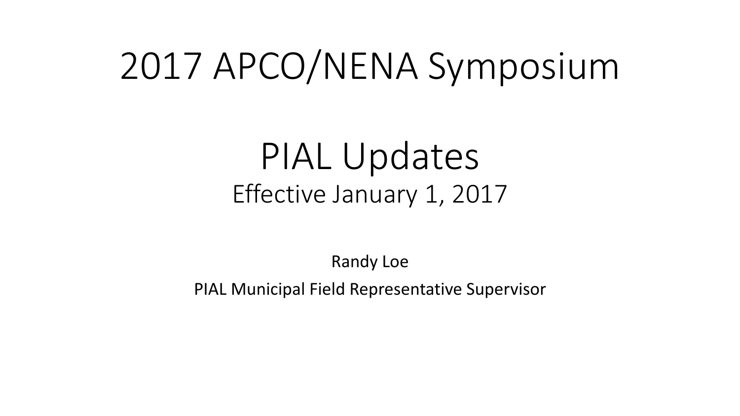# 2017 APCO/NENA Symposium

## PIAL Updates

Effective January 1, 2017

Randy Loe

PIAL Municipal Field Representative Supervisor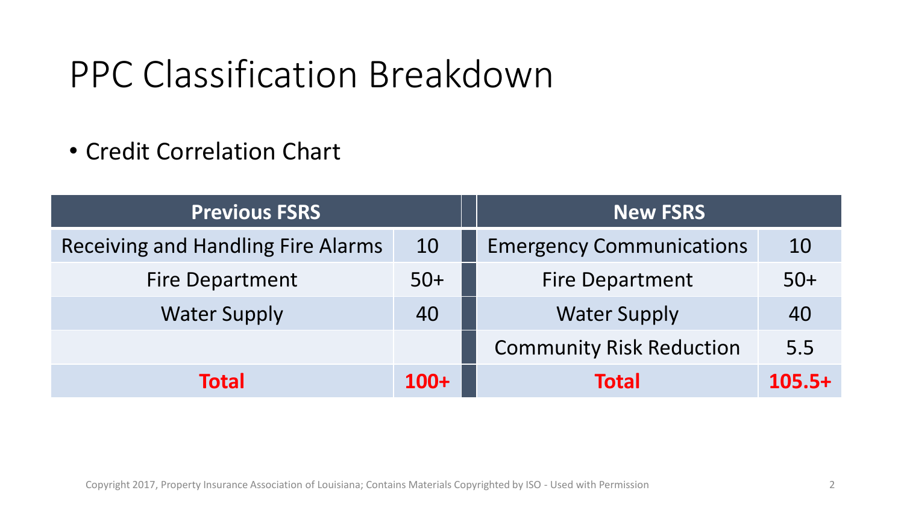# PPC Classification Breakdown

- Credit Correlation Chart

| Previous FSRS | | | New FSRS | |
|---|---|---|---|---|
| Receiving and Handling Fire Alarms | 10 | | Emergency Communications | 10 |
| Fire Department | 50+ | | Fire Department | 50+ |
| Water Supply | 40 | | Water Supply | 40 |
| | | | Community Risk Reduction | 5.5 |
| **Total** | **100+** | | **Total** | **105.5+** |

Copyright 2017, Property Insurance Association of Louisiana; Contains Materials Copyrighted by ISO - Used with Permission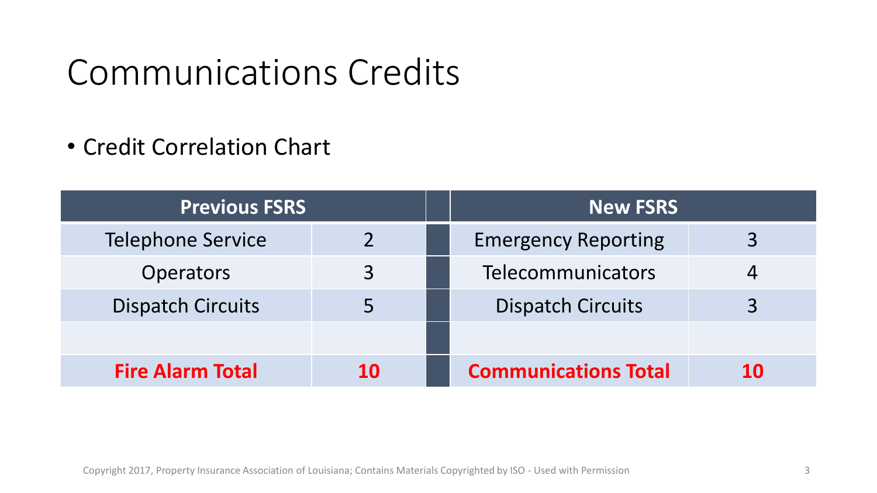# Communications Credits

- Credit Correlation Chart

| Previous FSRS | | | New FSRS | |
|---|---|---|---|---|
| Telephone Service | 2 | | Emergency Reporting | 3 |
| Operators | 3 | | Telecommunicators | 4 |
| Dispatch Circuits | 5 | | Dispatch Circuits | 3 |
| | | | | |
| **Fire Alarm Total** | **10** | | **Communications Total** | **10** |

Copyright 2017, Property Insurance Association of Louisiana; Contains Materials Copyrighted by ISO - Used with Permission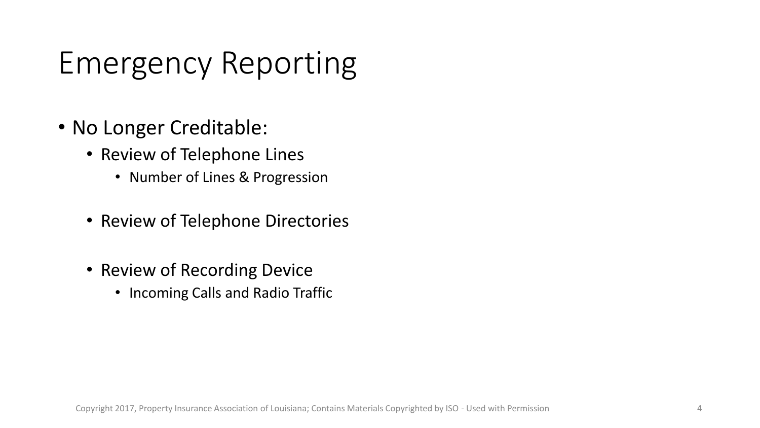# Emergency Reporting

- No Longer Creditable:
  - Review of Telephone Lines
    - Number of Lines & Progression
  - Review of Telephone Directories
  - Review of Recording Device
    - Incoming Calls and Radio Traffic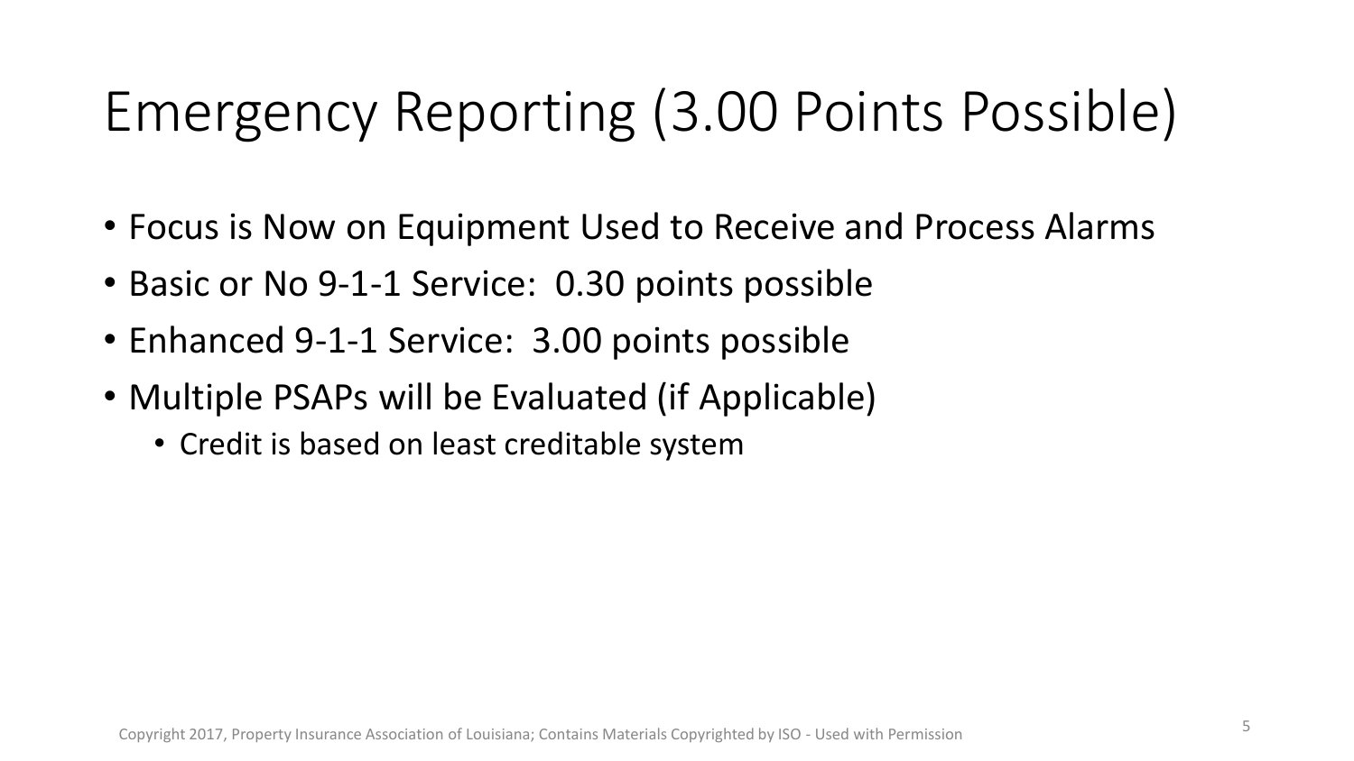# Emergency Reporting (3.00 Points Possible)

- Focus is Now on Equipment Used to Receive and Process Alarms
- Basic or No 9-1-1 Service: 0.30 points possible
- Enhanced 9-1-1 Service: 3.00 points possible
- Multiple PSAPs will be Evaluated (if Applicable)
  - Credit is based on least creditable system

Copyright 2017, Property Insurance Association of Louisiana; Contains Materials Copyrighted by ISO - Used with Permission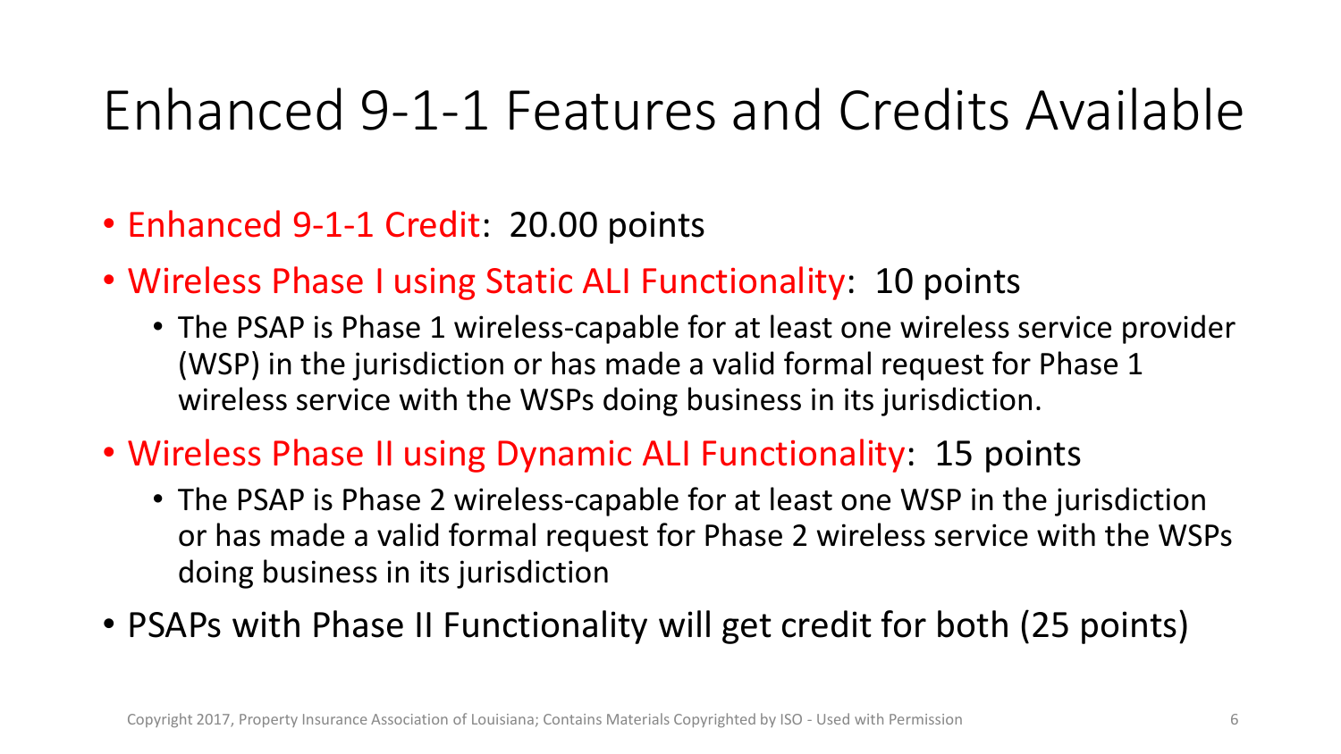# Enhanced 9-1-1 Features and Credits Available

- Enhanced 9-1-1 Credit: 20.00 points
- Wireless Phase I using Static ALI Functionality: 10 points
  - The PSAP is Phase 1 wireless-capable for at least one wireless service provider (WSP) in the jurisdiction or has made a valid formal request for Phase 1 wireless service with the WSPs doing business in its jurisdiction.
- Wireless Phase II using Dynamic ALI Functionality: 15 points
  - The PSAP is Phase 2 wireless-capable for at least one WSP in the jurisdiction or has made a valid formal request for Phase 2 wireless service with the WSPs doing business in its jurisdiction
- PSAPs with Phase II Functionality will get credit for both (25 points)

Copyright 2017, Property Insurance Association of Louisiana; Contains Materials Copyrighted by ISO - Used with Permission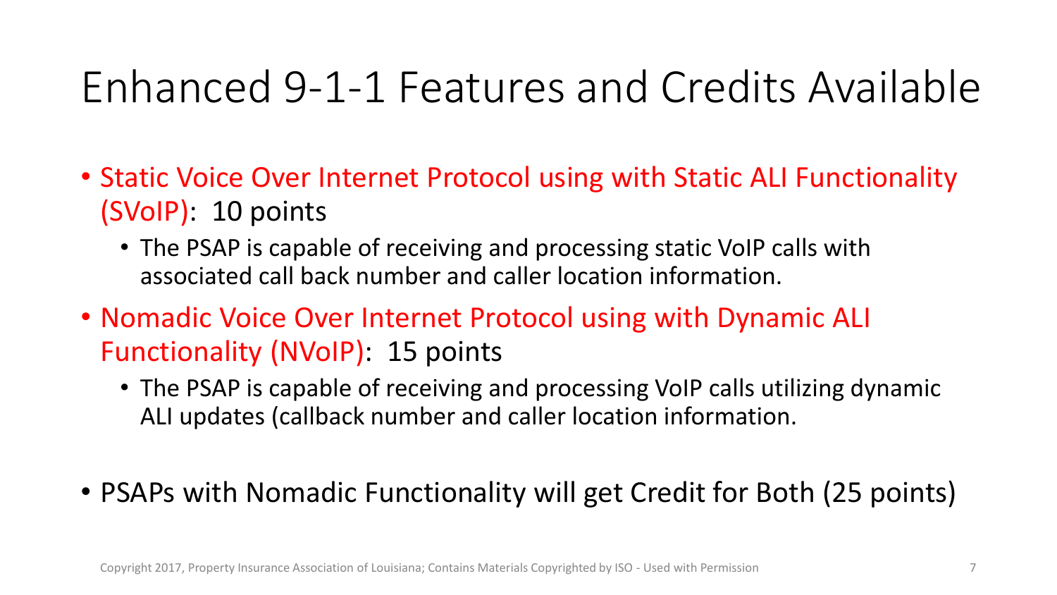# Enhanced 9-1-1 Features and Credits Available

- Static Voice Over Internet Protocol using with Static ALI Functionality (SVoIP): 10 points
  - The PSAP is capable of receiving and processing static VoIP calls with associated call back number and caller location information.
- Nomadic Voice Over Internet Protocol using with Dynamic ALI Functionality (NVoIP): 15 points
  - The PSAP is capable of receiving and processing VoIP calls utilizing dynamic ALI updates (callback number and caller location information.
- PSAPs with Nomadic Functionality will get Credit for Both (25 points)

Copyright 2017, Property Insurance Association of Louisiana; Contains Materials Copyrighted by ISO - Used with Permission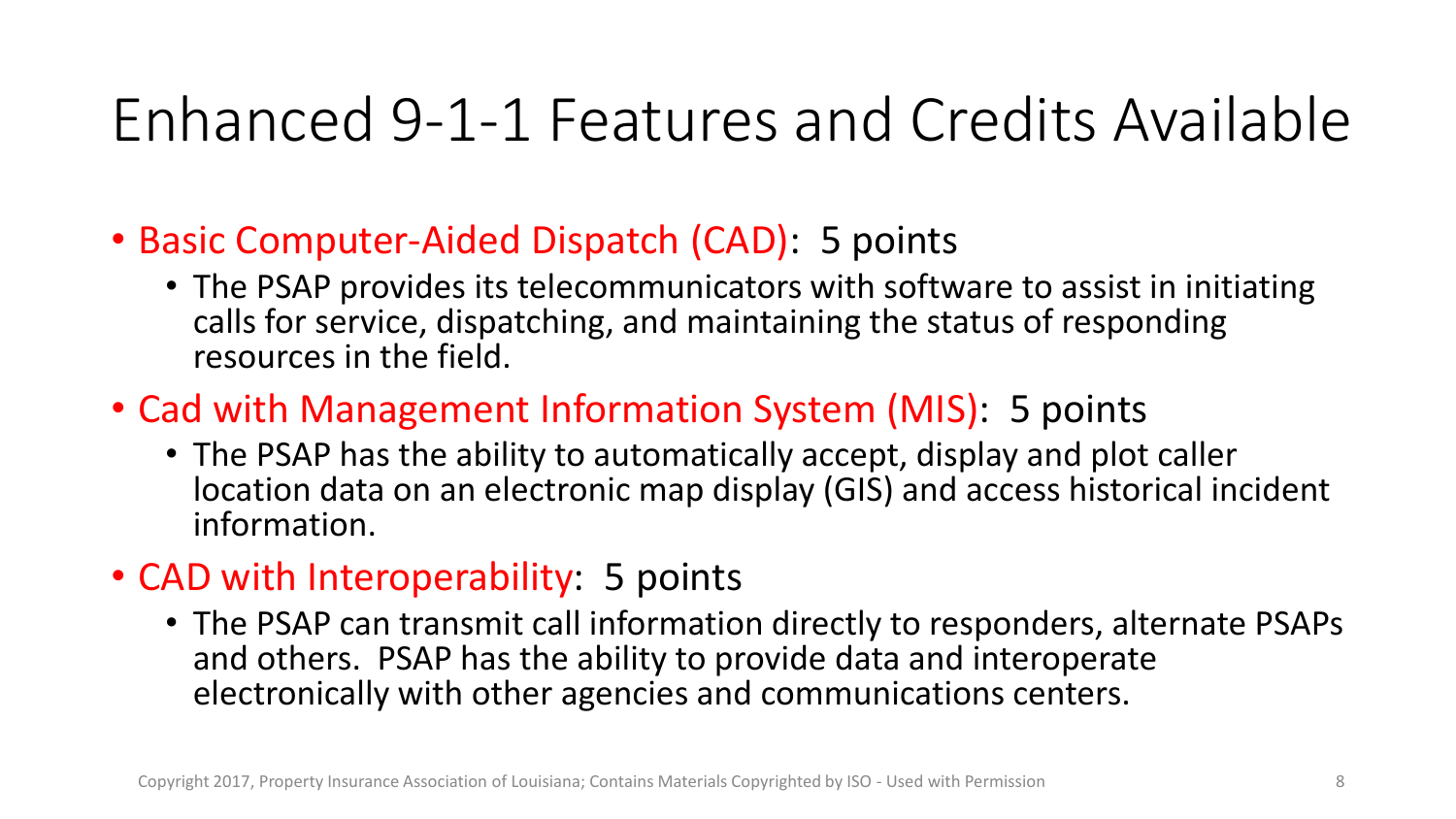# Enhanced 9-1-1 Features and Credits Available

- Basic Computer-Aided Dispatch (CAD): 5 points
  - The PSAP provides its telecommunicators with software to assist in initiating calls for service, dispatching, and maintaining the status of responding resources in the field.
- Cad with Management Information System (MIS): 5 points
  - The PSAP has the ability to automatically accept, display and plot caller location data on an electronic map display (GIS) and access historical incident information.
- CAD with Interoperability: 5 points
  - The PSAP can transmit call information directly to responders, alternate PSAPs and others. PSAP has the ability to provide data and interoperate electronically with other agencies and communications centers.

Copyright 2017, Property Insurance Association of Louisiana; Contains Materials Copyrighted by ISO - Used with Permission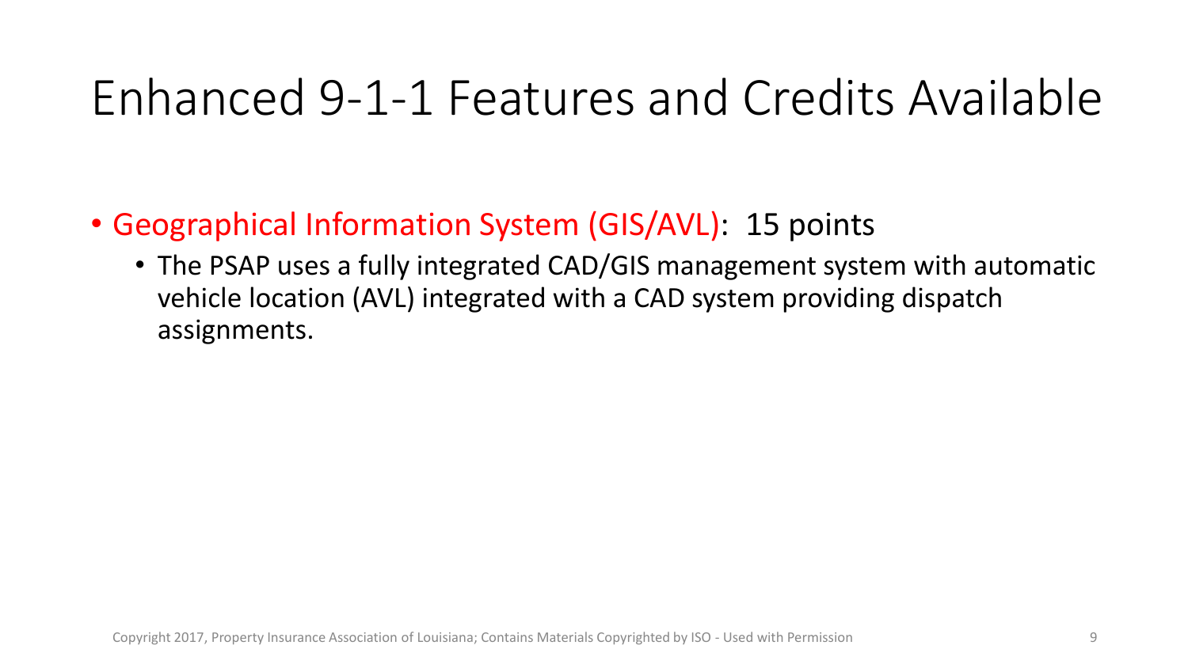# Enhanced 9-1-1 Features and Credits Available

- Geographical Information System (GIS/AVL): 15 points
  - The PSAP uses a fully integrated CAD/GIS management system with automatic vehicle location (AVL) integrated with a CAD system providing dispatch assignments.

Copyright 2017, Property Insurance Association of Louisiana; Contains Materials Copyrighted by ISO - Used with Permission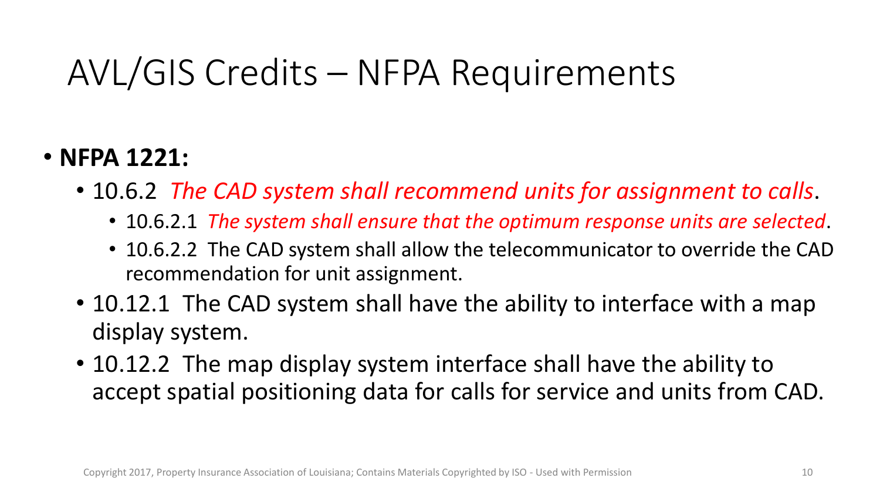# AVL/GIS Credits – NFPA Requirements

- **NFPA 1221:**
  - 10.6.2 *The CAD system shall recommend units for assignment to calls*.
    - 10.6.2.1 *The system shall ensure that the optimum response units are selected*.
    - 10.6.2.2 The CAD system shall allow the telecommunicator to override the CAD recommendation for unit assignment.
  - 10.12.1 The CAD system shall have the ability to interface with a map display system.
  - 10.12.2 The map display system interface shall have the ability to accept spatial positioning data for calls for service and units from CAD.

Copyright 2017, Property Insurance Association of Louisiana; Contains Materials Copyrighted by ISO - Used with Permission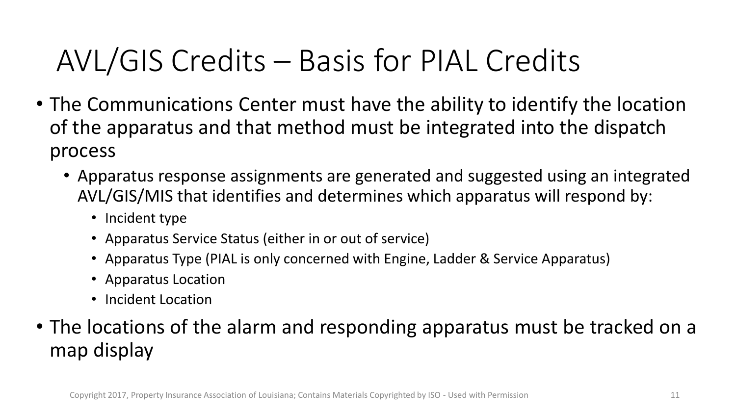# AVL/GIS Credits – Basis for PIAL Credits

- The Communications Center must have the ability to identify the location of the apparatus and that method must be integrated into the dispatch process
  - Apparatus response assignments are generated and suggested using an integrated AVL/GIS/MIS that identifies and determines which apparatus will respond by:
    - Incident type
    - Apparatus Service Status (either in or out of service)
    - Apparatus Type (PIAL is only concerned with Engine, Ladder & Service Apparatus)
    - Apparatus Location
    - Incident Location
- The locations of the alarm and responding apparatus must be tracked on a map display

Copyright 2017, Property Insurance Association of Louisiana; Contains Materials Copyrighted by ISO - Used with Permission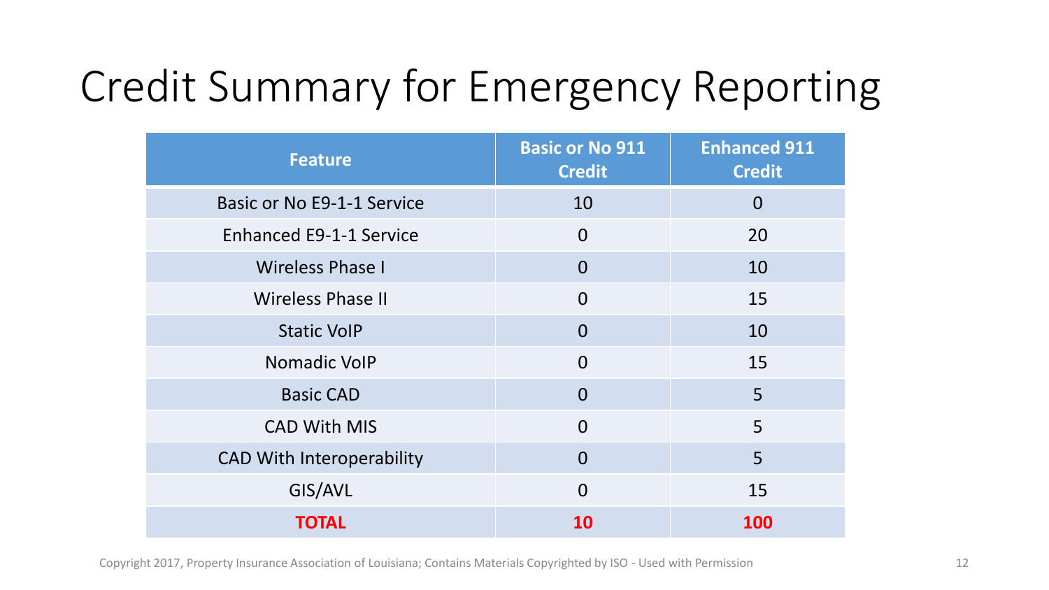# Credit Summary for Emergency Reporting

| Feature | Basic or No 911 Credit | Enhanced 911 Credit |
|---|---|---|
| Basic or No E9-1-1 Service | 10 | 0 |
| Enhanced E9-1-1 Service | 0 | 20 |
| Wireless Phase I | 0 | 10 |
| Wireless Phase II | 0 | 15 |
| Static VoIP | 0 | 10 |
| Nomadic VoIP | 0 | 15 |
| Basic CAD | 0 | 5 |
| CAD With MIS | 0 | 5 |
| CAD With Interoperability | 0 | 5 |
| GIS/AVL | 0 | 15 |
| **TOTAL** | **10** | **100** |

Copyright 2017, Property Insurance Association of Louisiana; Contains Materials Copyrighted by ISO - Used with Permission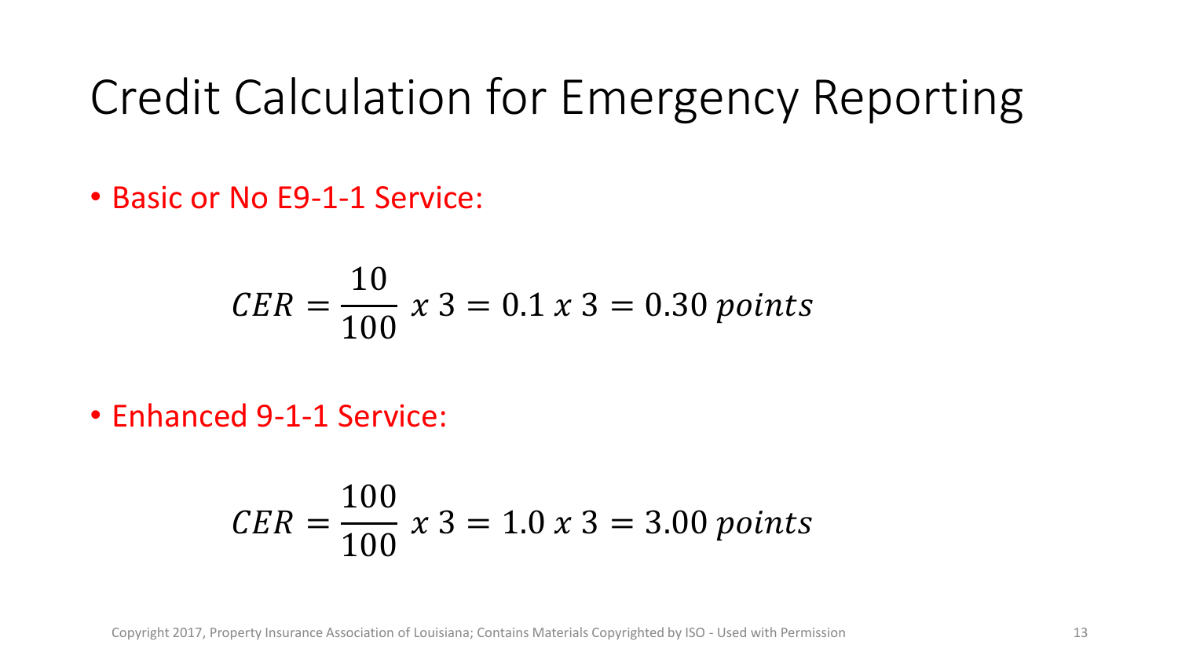# Credit Calculation for Emergency Reporting

- Basic or No E9-1-1 Service:

$$CER = \frac{10}{100} \; x \; 3 = 0.1 \; x \; 3 = 0.30 \; points$$

- Enhanced 9-1-1 Service:

$$CER = \frac{100}{100} \; x \; 3 = 1.0 \; x \; 3 = 3.00 \; points$$

Copyright 2017, Property Insurance Association of Louisiana; Contains Materials Copyrighted by ISO - Used with Permission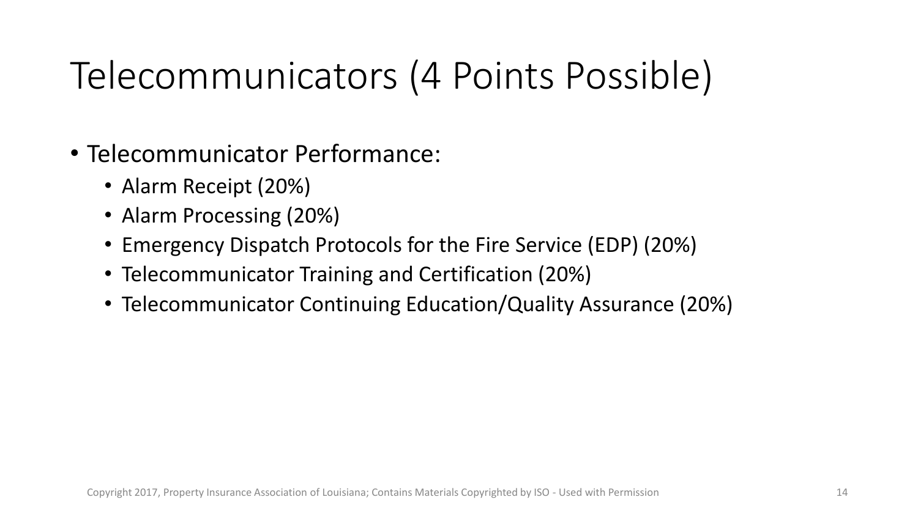# Telecommunicators (4 Points Possible)

- Telecommunicator Performance:
  - Alarm Receipt (20%)
  - Alarm Processing (20%)
  - Emergency Dispatch Protocols for the Fire Service (EDP) (20%)
  - Telecommunicator Training and Certification (20%)
  - Telecommunicator Continuing Education/Quality Assurance (20%)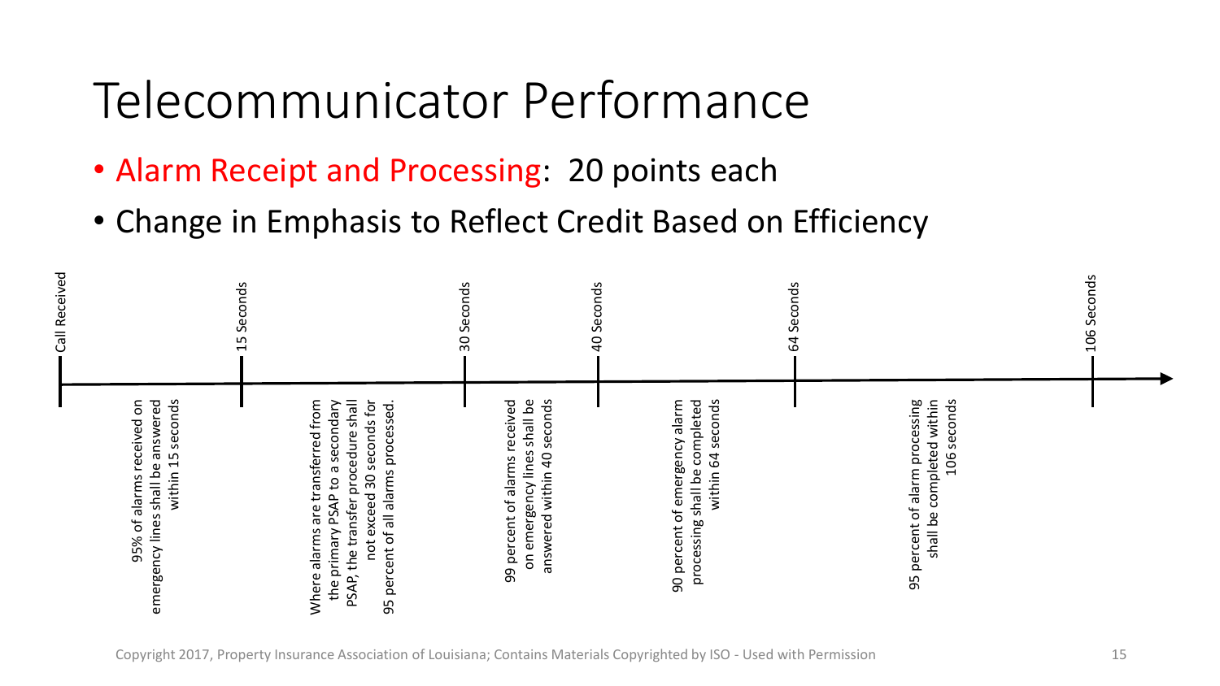# Telecommunicator Performance

- Alarm Receipt and Processing: 20 points each
- Change in Emphasis to Reflect Credit Based on Efficiency

| Timeline Marker | Requirement |
| --- | --- |
| Call Received | 95% of alarms received on emergency lines shall be answered within 15 seconds |
| 15 Seconds | Where alarms are transferred from the primary PSAP to a secondary PSAP, the transfer procedure shall not exceed 30 seconds for 95 percent of all alarms processed. |
| 30 Seconds | 99 percent of alarms received on emergency lines shall be answered within 40 seconds |
| 40 Seconds | 90 percent of emergency alarm processing shall be completed within 64 seconds |
| 64 Seconds | 95 percent of alarm processing shall be completed within 106 seconds |
| 106 Seconds | |

Copyright 2017, Property Insurance Association of Louisiana; Contains Materials Copyrighted by ISO - Used with Permission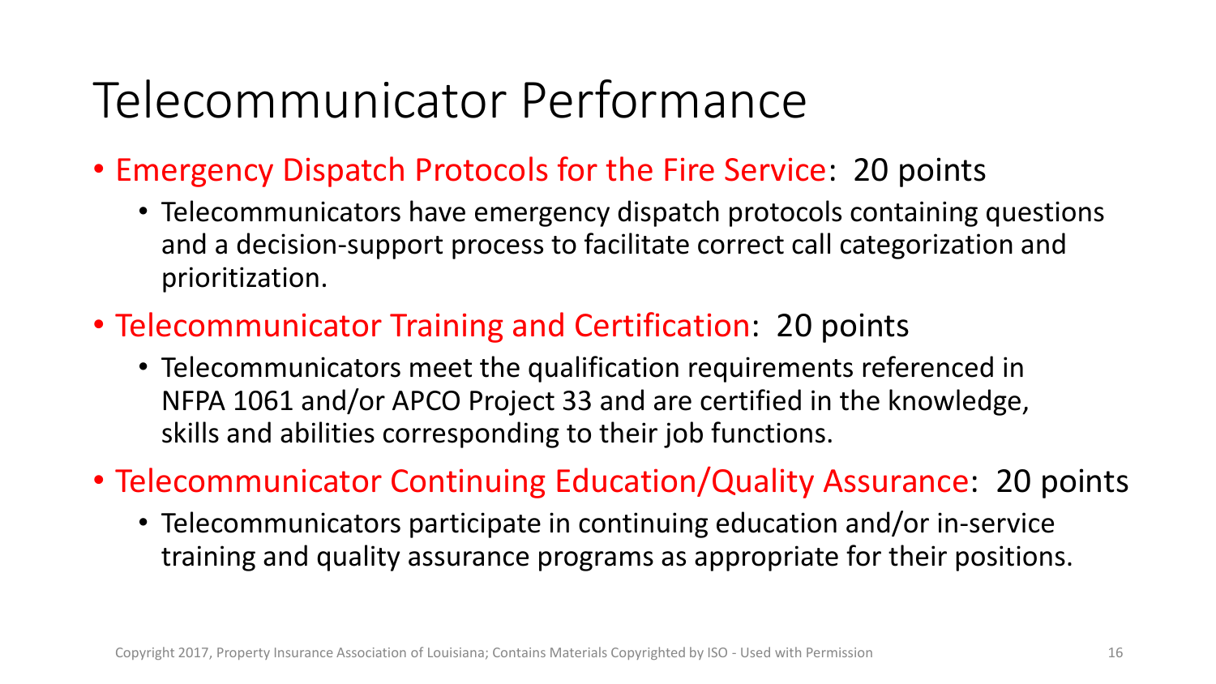# Telecommunicator Performance

- Emergency Dispatch Protocols for the Fire Service: 20 points
  - Telecommunicators have emergency dispatch protocols containing questions and a decision-support process to facilitate correct call categorization and prioritization.
- Telecommunicator Training and Certification: 20 points
  - Telecommunicators meet the qualification requirements referenced in NFPA 1061 and/or APCO Project 33 and are certified in the knowledge, skills and abilities corresponding to their job functions.
- Telecommunicator Continuing Education/Quality Assurance: 20 points
  - Telecommunicators participate in continuing education and/or in-service training and quality assurance programs as appropriate for their positions.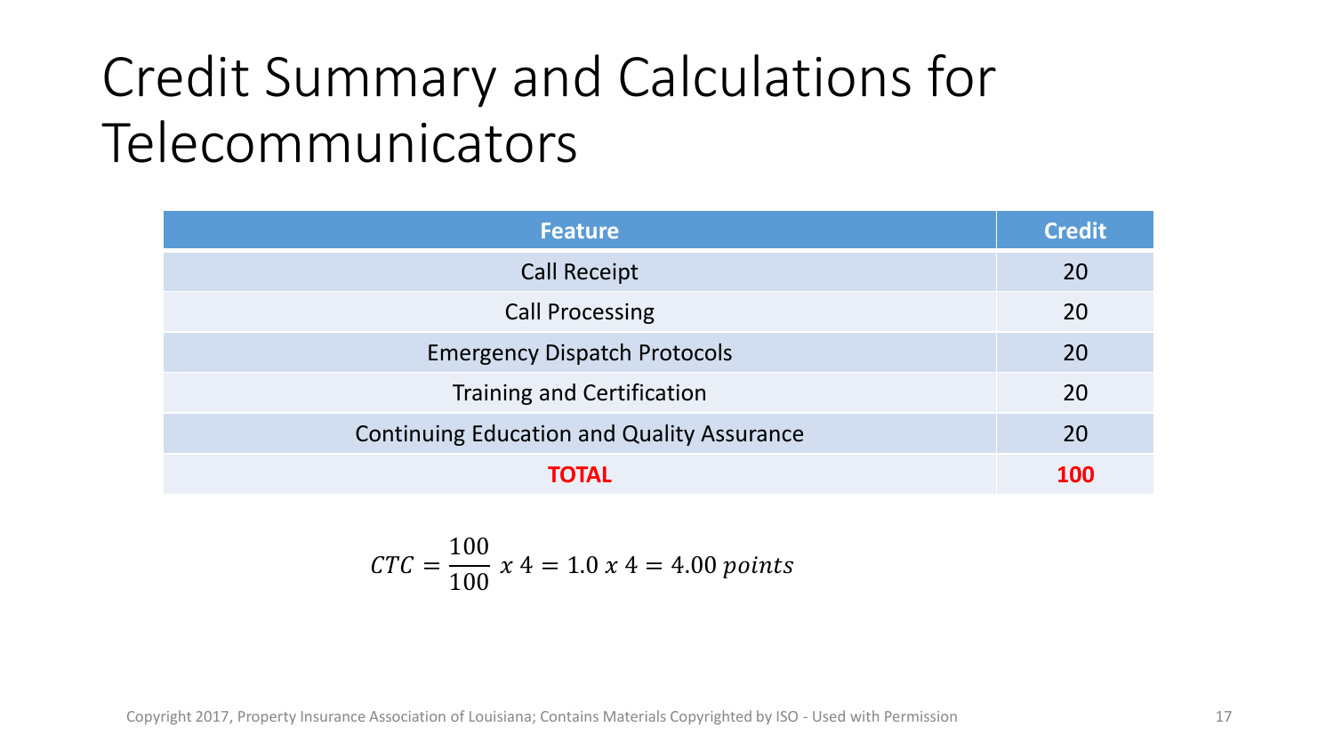# Credit Summary and Calculations for Telecommunicators

| Feature | Credit |
| --- | --- |
| Call Receipt | 20 |
| Call Processing | 20 |
| Emergency Dispatch Protocols | 20 |
| Training and Certification | 20 |
| Continuing Education and Quality Assurance | 20 |
| **TOTAL** | **100** |

$$CTC = \frac{100}{100}\ x\ 4 = 1.0\ x\ 4 = 4.00\ points$$

Copyright 2017, Property Insurance Association of Louisiana; Contains Materials Copyrighted by ISO - Used with Permission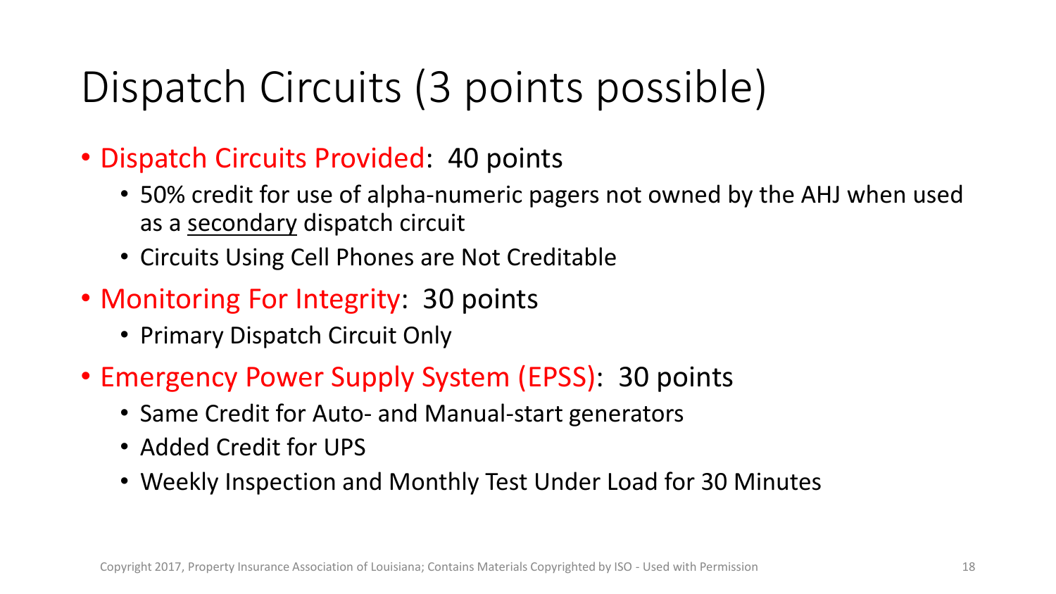# Dispatch Circuits (3 points possible)

- Dispatch Circuits Provided: 40 points
  - 50% credit for use of alpha-numeric pagers not owned by the AHJ when used as a <u>secondary</u> dispatch circuit
  - Circuits Using Cell Phones are Not Creditable
- Monitoring For Integrity: 30 points
  - Primary Dispatch Circuit Only
- Emergency Power Supply System (EPSS): 30 points
  - Same Credit for Auto- and Manual-start generators
  - Added Credit for UPS
  - Weekly Inspection and Monthly Test Under Load for 30 Minutes

Copyright 2017, Property Insurance Association of Louisiana; Contains Materials Copyrighted by ISO - Used with Permission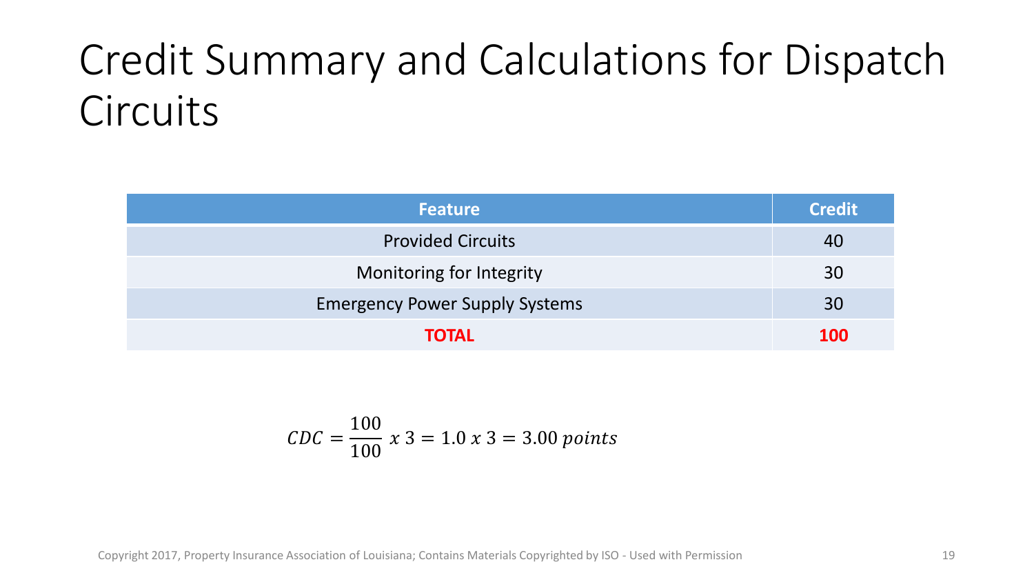# Credit Summary and Calculations for Dispatch Circuits

| Feature | Credit |
|---|---|
| Provided Circuits | 40 |
| Monitoring for Integrity | 30 |
| Emergency Power Supply Systems | 30 |
| **TOTAL** | **100** |

$$CDC = \frac{100}{100} \; x \; 3 = 1.0 \; x \; 3 = 3.00 \; points$$

Copyright 2017, Property Insurance Association of Louisiana; Contains Materials Copyrighted by ISO - Used with Permission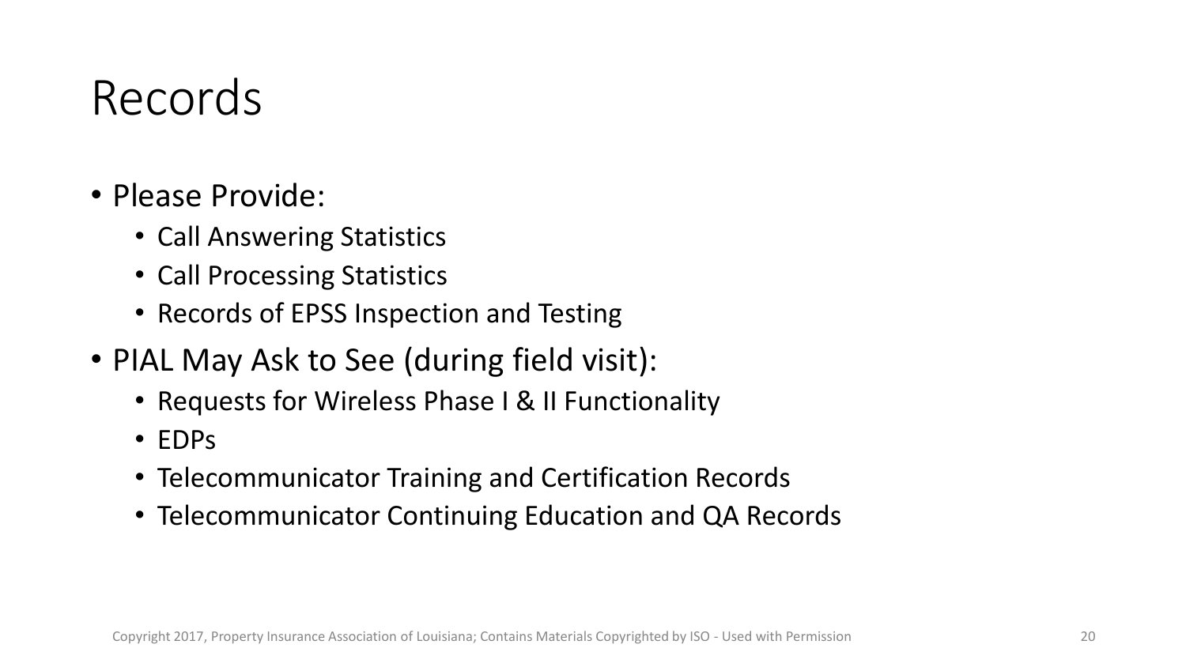# Records

- Please Provide:
  - Call Answering Statistics
  - Call Processing Statistics
  - Records of EPSS Inspection and Testing
- PIAL May Ask to See (during field visit):
  - Requests for Wireless Phase I & II Functionality
  - EDPs
  - Telecommunicator Training and Certification Records
  - Telecommunicator Continuing Education and QA Records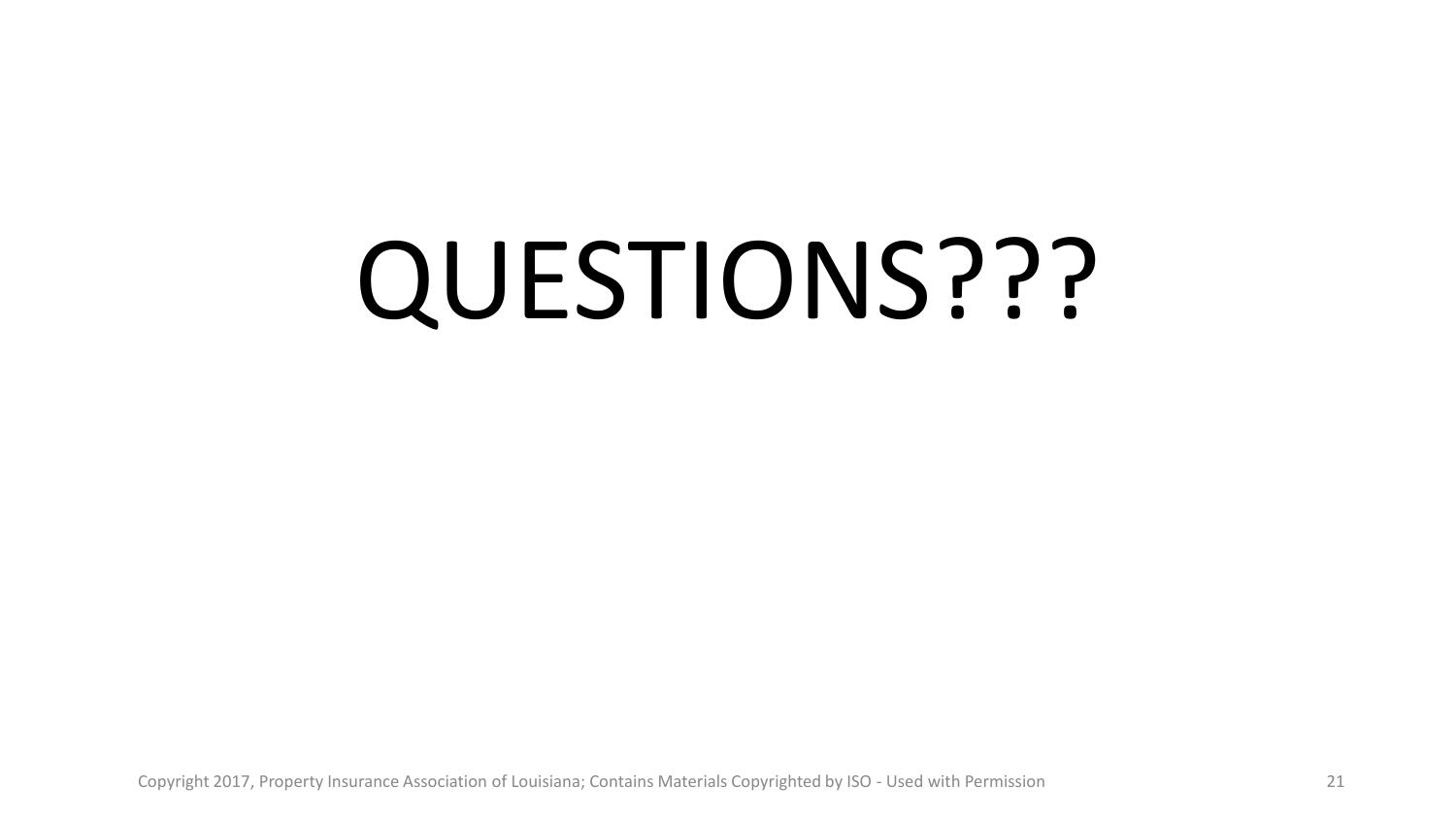# QUESTIONS???